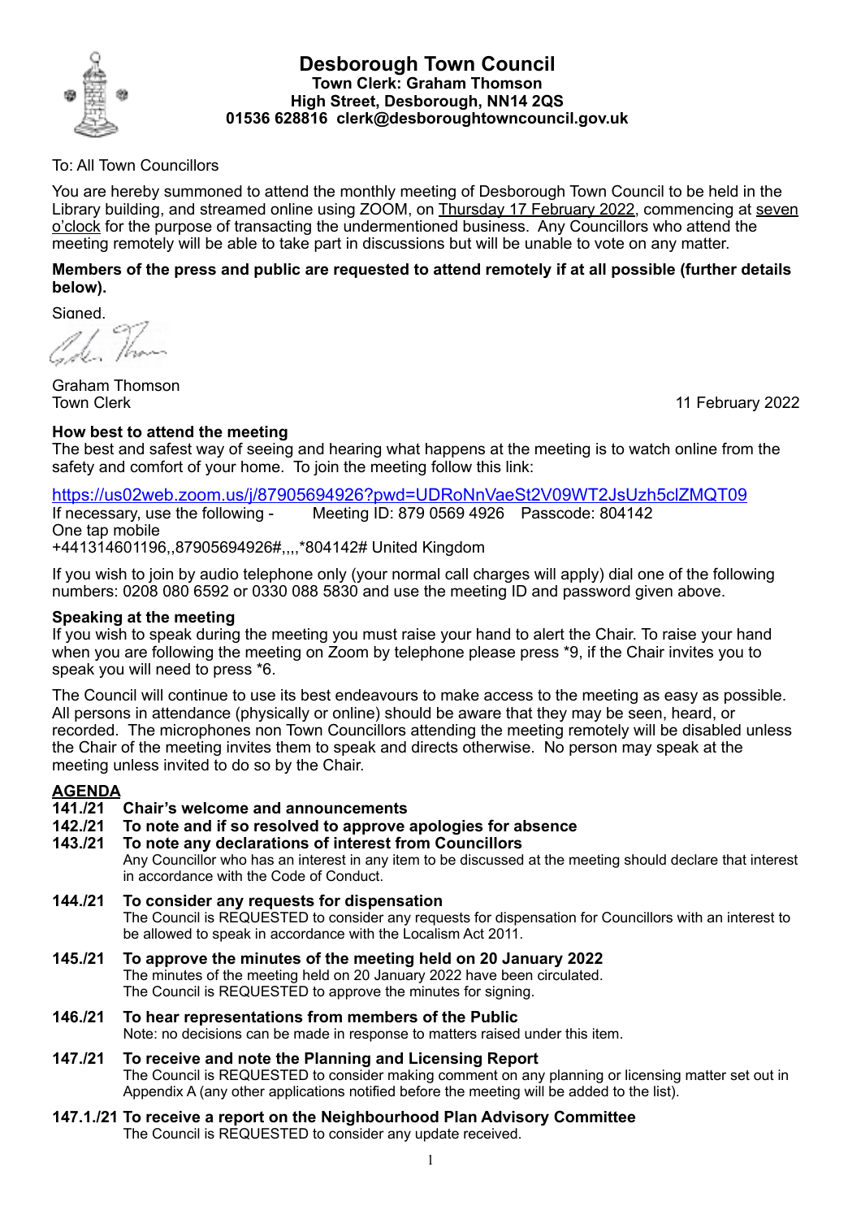# Desborough Town Council
**Town Clerk: Graham Thomson**
**High Street, Desborough, NN14 2QS**
**01536 628816 clerk@desboroughtowncouncil.gov.uk**

To: All Town Councillors

You are hereby summoned to attend the monthly meeting of Desborough Town Council to be held in the Library building, and streamed online using ZOOM, on Thursday 17 February 2022, commencing at seven o'clock for the purpose of transacting the undermentioned business. Any Councillors who attend the meeting remotely will be able to take part in discussions but will be unable to vote on any matter.

**Members of the press and public are requested to attend remotely if at all possible (further details below).**

Signed.

Graham Thomson
Town Clerk

11 February 2022

**How best to attend the meeting**
The best and safest way of seeing and hearing what happens at the meeting is to watch online from the safety and comfort of your home. To join the meeting follow this link:

https://us02web.zoom.us/j/87905694926?pwd=UDRoNnVaeSt2V09WT2JsUzh5clZMQT09
If necessary, use the following - Meeting ID: 879 0569 4926 Passcode: 804142
One tap mobile
+441314601196,,87905694926#,,,,*804142# United Kingdom

If you wish to join by audio telephone only (your normal call charges will apply) dial one of the following numbers: 0208 080 6592 or 0330 088 5830 and use the meeting ID and password given above.

**Speaking at the meeting**
If you wish to speak during the meeting you must raise your hand to alert the Chair. To raise your hand when you are following the meeting on Zoom by telephone please press *9, if the Chair invites you to speak you will need to press *6.

The Council will continue to use its best endeavours to make access to the meeting as easy as possible. All persons in attendance (physically or online) should be aware that they may be seen, heard, or recorded. The microphones non Town Councillors attending the meeting remotely will be disabled unless the Chair of the meeting invites them to speak and directs otherwise. No person may speak at the meeting unless invited to do so by the Chair.

## AGENDA

**141./21 Chair's welcome and announcements**

**142./21 To note and if so resolved to approve apologies for absence**

**143./21 To note any declarations of interest from Councillors**
Any Councillor who has an interest in any item to be discussed at the meeting should declare that interest in accordance with the Code of Conduct.

**144./21 To consider any requests for dispensation**
The Council is REQUESTED to consider any requests for dispensation for Councillors with an interest to be allowed to speak in accordance with the Localism Act 2011.

**145./21 To approve the minutes of the meeting held on 20 January 2022**
The minutes of the meeting held on 20 January 2022 have been circulated.
The Council is REQUESTED to approve the minutes for signing.

**146./21 To hear representations from members of the Public**
Note: no decisions can be made in response to matters raised under this item.

**147./21 To receive and note the Planning and Licensing Report**
The Council is REQUESTED to consider making comment on any planning or licensing matter set out in Appendix A (any other applications notified before the meeting will be added to the list).

**147.1./21 To receive a report on the Neighbourhood Plan Advisory Committee**
The Council is REQUESTED to consider any update received.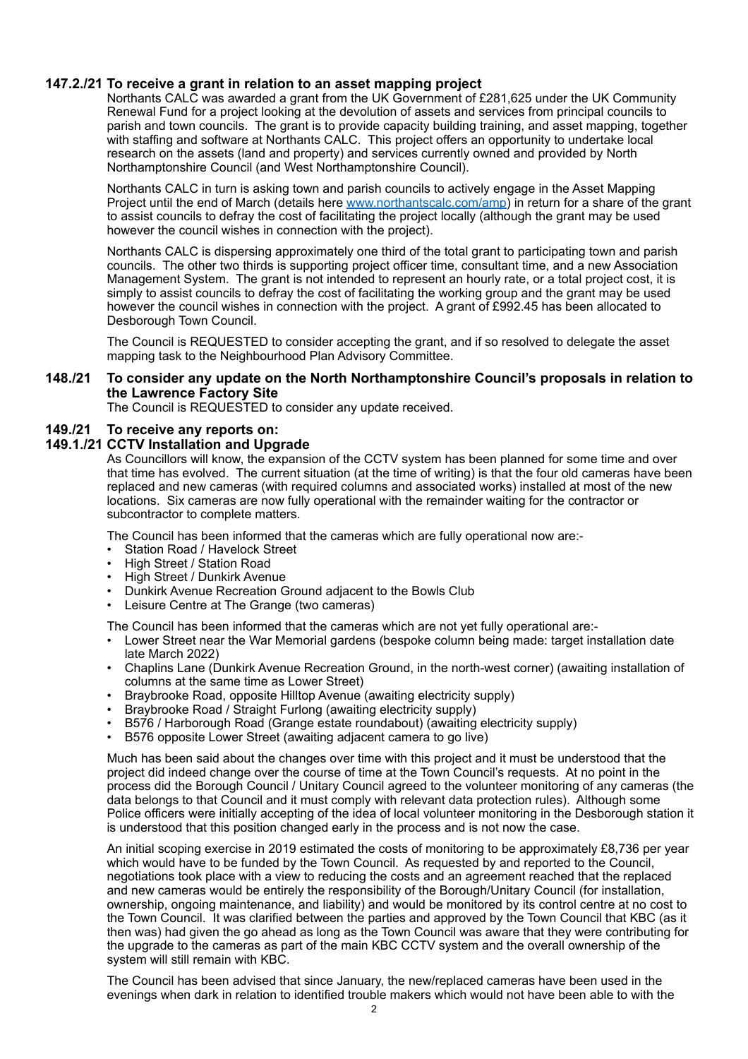**147.2./21 To receive a grant in relation to an asset mapping project**

Northants CALC was awarded a grant from the UK Government of £281,625 under the UK Community Renewal Fund for a project looking at the devolution of assets and services from principal councils to parish and town councils. The grant is to provide capacity building training, and asset mapping, together with staffing and software at Northants CALC. This project offers an opportunity to undertake local research on the assets (land and property) and services currently owned and provided by North Northamptonshire Council (and West Northamptonshire Council).

Northants CALC in turn is asking town and parish councils to actively engage in the Asset Mapping Project until the end of March (details here [www.northantscalc.com/amp](www.northantscalc.com/amp)) in return for a share of the grant to assist councils to defray the cost of facilitating the project locally (although the grant may be used however the council wishes in connection with the project).

Northants CALC is dispersing approximately one third of the total grant to participating town and parish councils. The other two thirds is supporting project officer time, consultant time, and a new Association Management System. The grant is not intended to represent an hourly rate, or a total project cost, it is simply to assist councils to defray the cost of facilitating the working group and the grant may be used however the council wishes in connection with the project. A grant of £992.45 has been allocated to Desborough Town Council.

The Council is REQUESTED to consider accepting the grant, and if so resolved to delegate the asset mapping task to the Neighbourhood Plan Advisory Committee.

**148./21 To consider any update on the North Northamptonshire Council's proposals in relation to the Lawrence Factory Site**

The Council is REQUESTED to consider any update received.

**149./21 To receive any reports on:**

**149.1./21 CCTV Installation and Upgrade**

As Councillors will know, the expansion of the CCTV system has been planned for some time and over that time has evolved. The current situation (at the time of writing) is that the four old cameras have been replaced and new cameras (with required columns and associated works) installed at most of the new locations. Six cameras are now fully operational with the remainder waiting for the contractor or subcontractor to complete matters.

The Council has been informed that the cameras which are fully operational now are:-

- Station Road / Havelock Street
- High Street / Station Road
- High Street / Dunkirk Avenue
- Dunkirk Avenue Recreation Ground adjacent to the Bowls Club
- Leisure Centre at The Grange (two cameras)

The Council has been informed that the cameras which are not yet fully operational are:-

- Lower Street near the War Memorial gardens (bespoke column being made: target installation date late March 2022)
- Chaplins Lane (Dunkirk Avenue Recreation Ground, in the north-west corner) (awaiting installation of columns at the same time as Lower Street)
- Braybrooke Road, opposite Hilltop Avenue (awaiting electricity supply)
- Braybrooke Road / Straight Furlong (awaiting electricity supply)
- B576 / Harborough Road (Grange estate roundabout) (awaiting electricity supply)
- B576 opposite Lower Street (awaiting adjacent camera to go live)

Much has been said about the changes over time with this project and it must be understood that the project did indeed change over the course of time at the Town Council's requests. At no point in the process did the Borough Council / Unitary Council agreed to the volunteer monitoring of any cameras (the data belongs to that Council and it must comply with relevant data protection rules). Although some Police officers were initially accepting of the idea of local volunteer monitoring in the Desborough station it is understood that this position changed early in the process and is not now the case.

An initial scoping exercise in 2019 estimated the costs of monitoring to be approximately £8,736 per year which would have to be funded by the Town Council. As requested by and reported to the Council, negotiations took place with a view to reducing the costs and an agreement reached that the replaced and new cameras would be entirely the responsibility of the Borough/Unitary Council (for installation, ownership, ongoing maintenance, and liability) and would be monitored by its control centre at no cost to the Town Council. It was clarified between the parties and approved by the Town Council that KBC (as it then was) had given the go ahead as long as the Town Council was aware that they were contributing for the upgrade to the cameras as part of the main KBC CCTV system and the overall ownership of the system will still remain with KBC.

The Council has been advised that since January, the new/replaced cameras have been used in the evenings when dark in relation to identified trouble makers which would not have been able to with the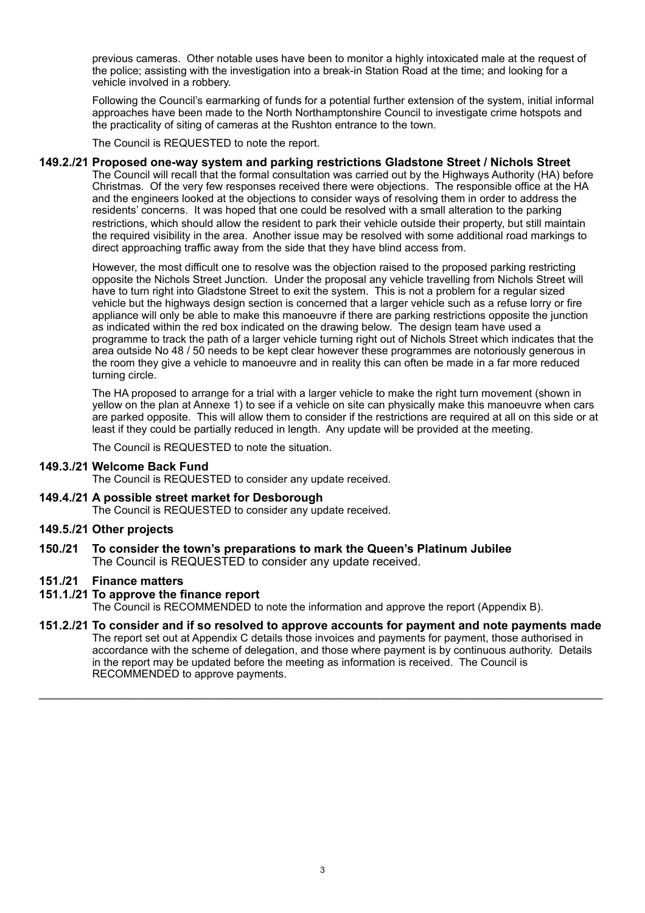previous cameras. Other notable uses have been to monitor a highly intoxicated male at the request of the police; assisting with the investigation into a break-in Station Road at the time; and looking for a vehicle involved in a robbery.

Following the Council's earmarking of funds for a potential further extension of the system, initial informal approaches have been made to the North Northamptonshire Council to investigate crime hotspots and the practicality of siting of cameras at the Rushton entrance to the town.

The Council is REQUESTED to note the report.

**149.2./21 Proposed one-way system and parking restrictions Gladstone Street / Nichols Street**

The Council will recall that the formal consultation was carried out by the Highways Authority (HA) before Christmas. Of the very few responses received there were objections. The responsible office at the HA and the engineers looked at the objections to consider ways of resolving them in order to address the residents' concerns. It was hoped that one could be resolved with a small alteration to the parking restrictions, which should allow the resident to park their vehicle outside their property, but still maintain the required visibility in the area. Another issue may be resolved with some additional road markings to direct approaching traffic away from the side that they have blind access from.

However, the most difficult one to resolve was the objection raised to the proposed parking restricting opposite the Nichols Street Junction. Under the proposal any vehicle travelling from Nichols Street will have to turn right into Gladstone Street to exit the system. This is not a problem for a regular sized vehicle but the highways design section is concerned that a larger vehicle such as a refuse lorry or fire appliance will only be able to make this manoeuvre if there are parking restrictions opposite the junction as indicated within the red box indicated on the drawing below. The design team have used a programme to track the path of a larger vehicle turning right out of Nichols Street which indicates that the area outside No 48 / 50 needs to be kept clear however these programmes are notoriously generous in the room they give a vehicle to manoeuvre and in reality this can often be made in a far more reduced turning circle.

The HA proposed to arrange for a trial with a larger vehicle to make the right turn movement (shown in yellow on the plan at Annexe 1) to see if a vehicle on site can physically make this manoeuvre when cars are parked opposite. This will allow them to consider if the restrictions are required at all on this side or at least if they could be partially reduced in length. Any update will be provided at the meeting.

The Council is REQUESTED to note the situation.

**149.3./21 Welcome Back Fund**

The Council is REQUESTED to consider any update received.

**149.4./21 A possible street market for Desborough**

The Council is REQUESTED to consider any update received.

**149.5./21 Other projects**

**150./21 To consider the town's preparations to mark the Queen's Platinum Jubilee**

The Council is REQUESTED to consider any update received.

**151./21 Finance matters**

**151.1./21 To approve the finance report**

The Council is RECOMMENDED to note the information and approve the report (Appendix B).

**151.2./21 To consider and if so resolved to approve accounts for payment and note payments made**

The report set out at Appendix C details those invoices and payments for payment, those authorised in accordance with the scheme of delegation, and those where payment is by continuous authority. Details in the report may be updated before the meeting as information is received. The Council is RECOMMENDED to approve payments.

---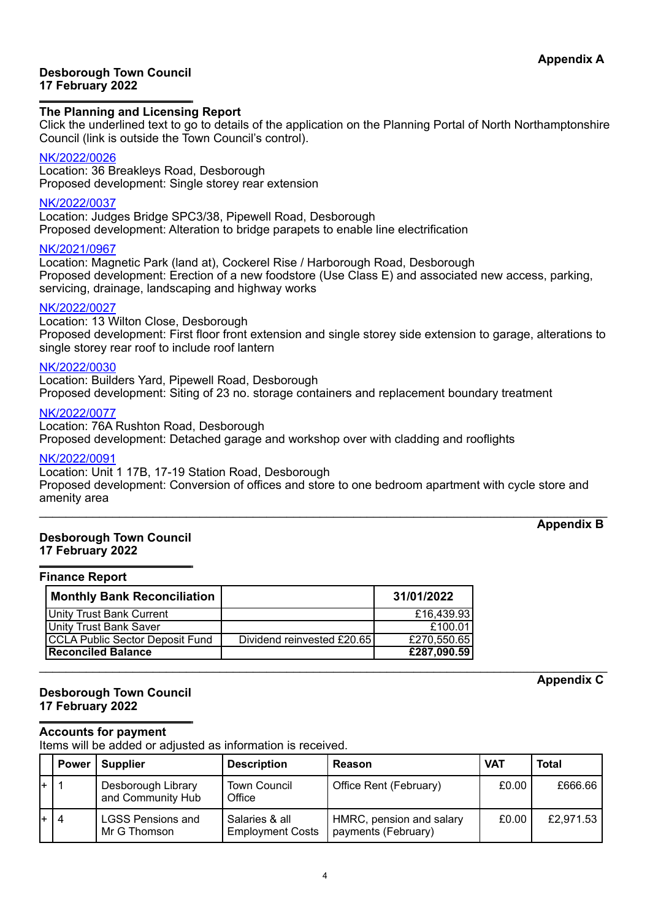**Appendix A**

**Desborough Town Council**
**17 February 2022**

---

### The Planning and Licensing Report

Click the underlined text to go to details of the application on the Planning Portal of North Northamptonshire Council (link is outside the Town Council's control).

NK/2022/0026
Location: 36 Breakleys Road, Desborough
Proposed development: Single storey rear extension

NK/2022/0037
Location: Judges Bridge SPC3/38, Pipewell Road, Desborough
Proposed development: Alteration to bridge parapets to enable line electrification

NK/2021/0967
Location: Magnetic Park (land at), Cockerel Rise / Harborough Road, Desborough
Proposed development: Erection of a new foodstore (Use Class E) and associated new access, parking, servicing, drainage, landscaping and highway works

NK/2022/0027
Location: 13 Wilton Close, Desborough
Proposed development: First floor front extension and single storey side extension to garage, alterations to single storey rear roof to include roof lantern

NK/2022/0030
Location: Builders Yard, Pipewell Road, Desborough
Proposed development: Siting of 23 no. storage containers and replacement boundary treatment

NK/2022/0077
Location: 76A Rushton Road, Desborough
Proposed development: Detached garage and workshop over with cladding and rooflights

NK/2022/0091
Location: Unit 1 17B, 17-19 Station Road, Desborough
Proposed development: Conversion of offices and store to one bedroom apartment with cycle store and amenity area

---

**Appendix B**

**Desborough Town Council**
**17 February 2022**

---

### Finance Report

| Monthly Bank Reconciliation | | 31/01/2022 |
|---|---|---|
| Unity Trust Bank Current | | £16,439.93 |
| Unity Trust Bank Saver | | £100.01 |
| CCLA Public Sector Deposit Fund | Dividend reinvested £20.65 | £270,550.65 |
| **Reconciled Balance** | | **£287,090.59** |

---

**Appendix C**

**Desborough Town Council**
**17 February 2022**

---

### Accounts for payment

Items will be added or adjusted as information is received.

| | Power | Supplier | Description | Reason | VAT | Total |
|---|---|---|---|---|---|---|
| + | 1 | Desborough Library and Community Hub | Town Council Office | Office Rent (February) | £0.00 | £666.66 |
| + | 4 | LGSS Pensions and Mr G Thomson | Salaries & all Employment Costs | HMRC, pension and salary payments (February) | £0.00 | £2,971.53 |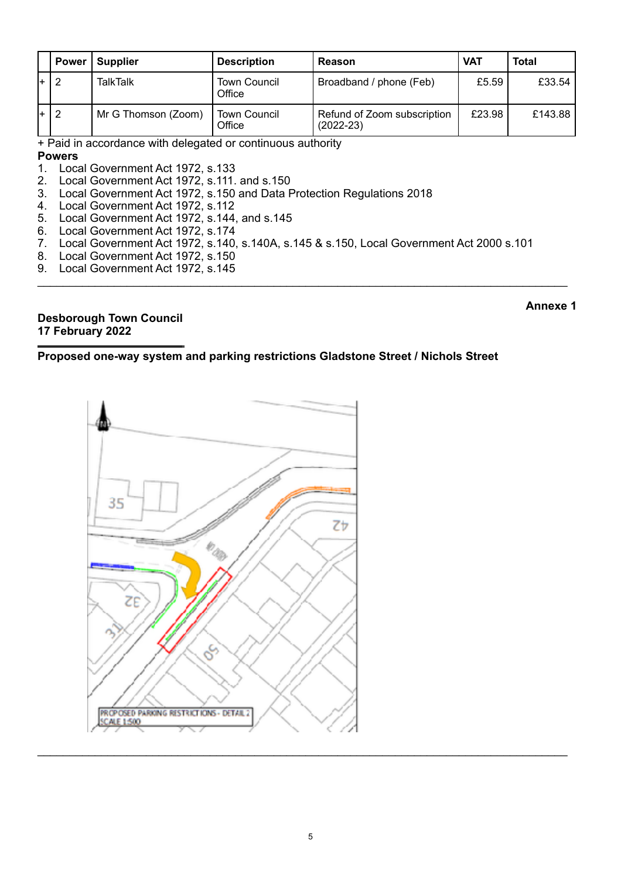| | Power | Supplier | Description | Reason | VAT | Total |
|---|---|---|---|---|---|---|
| + | 2 | TalkTalk | Town Council Office | Broadband / phone (Feb) | £5.59 | £33.54 |
| + | 2 | Mr G Thomson (Zoom) | Town Council Office | Refund of Zoom subscription (2022-23) | £23.98 | £143.88 |

+ Paid in accordance with delegated or continuous authority

**Powers**

1. Local Government Act 1972, s.133
2. Local Government Act 1972, s.111. and s.150
3. Local Government Act 1972, s.150 and Data Protection Regulations 2018
4. Local Government Act 1972, s.112
5. Local Government Act 1972, s.144, and s.145
6. Local Government Act 1972, s.174
7. Local Government Act 1972, s.140, s.140A, s.145 & s.150, Local Government Act 2000 s.101
8. Local Government Act 1972, s.150
9. Local Government Act 1972, s.145

---

**Annexe 1**

**Desborough Town Council**
**17 February 2022**

**Proposed one-way system and parking restrictions Gladstone Street / Nichols Street**

35

42

32

31

50

NO ENTRY

PROPOSED PARKING RESTRICTIONS - DETAIL 2
SCALE 1:500

---